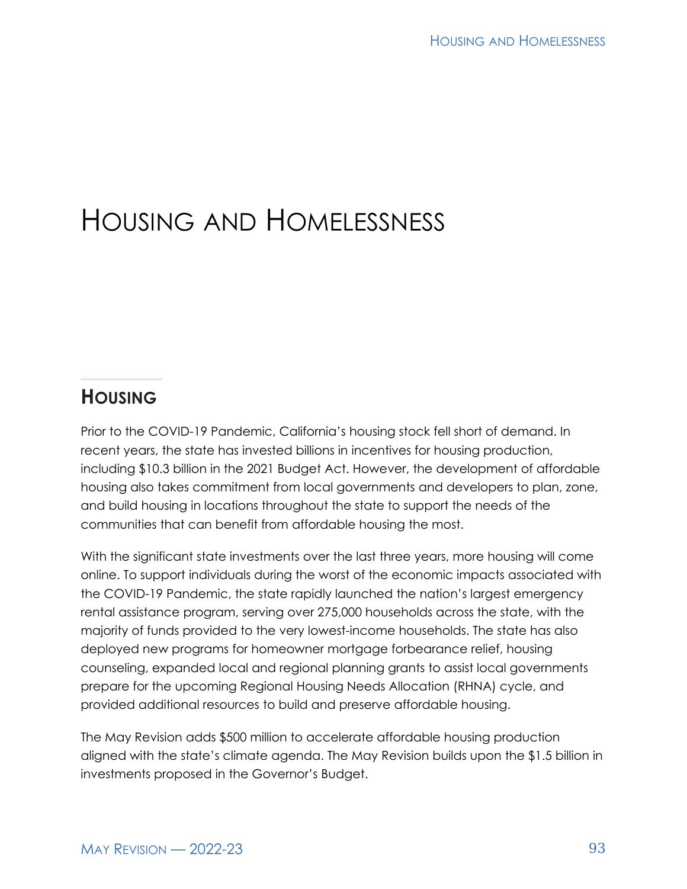# HOUSING AND HOMELESSNESS

## HOUSING

Prior to the COVID-19 Pandemic, California's housing stock fell short of demand. In recent years, the state has invested billions in incentives for housing production, including $10.3 billion in the 2021 Budget Act. However, the development of affordable housing also takes commitment from local governments and developers to plan, zone, and build housing in locations throughout the state to support the needs of the communities that can benefit from affordable housing the most.

With the significant state investments over the last three years, more housing will come online. To support individuals during the worst of the economic impacts associated with the COVID-19 Pandemic, the state rapidly launched the nation's largest emergency rental assistance program, serving over 275,000 households across the state, with the majority of funds provided to the very lowest-income households. The state has also deployed new programs for homeowner mortgage forbearance relief, housing counseling, expanded local and regional planning grants to assist local governments prepare for the upcoming Regional Housing Needs Allocation (RHNA) cycle, and provided additional resources to build and preserve affordable housing.

The May Revision adds $500 million to accelerate affordable housing production aligned with the state's climate agenda. The May Revision builds upon the $1.5 billion in investments proposed in the Governor's Budget.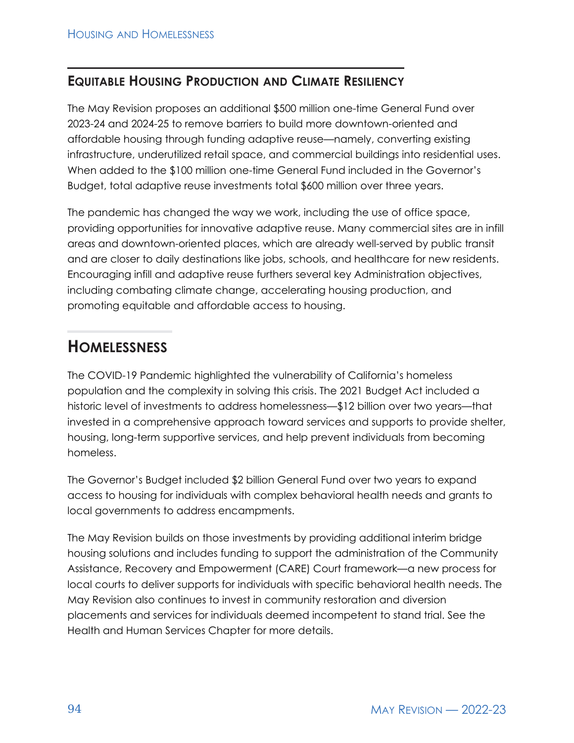## Equitable Housing Production and Climate Resiliency

The May Revision proposes an additional $500 million one-time General Fund over 2023-24 and 2024-25 to remove barriers to build more downtown-oriented and affordable housing through funding adaptive reuse—namely, converting existing infrastructure, underutilized retail space, and commercial buildings into residential uses. When added to the $100 million one-time General Fund included in the Governor's Budget, total adaptive reuse investments total $600 million over three years.

The pandemic has changed the way we work, including the use of office space, providing opportunities for innovative adaptive reuse. Many commercial sites are in infill areas and downtown-oriented places, which are already well-served by public transit and are closer to daily destinations like jobs, schools, and healthcare for new residents. Encouraging infill and adaptive reuse furthers several key Administration objectives, including combating climate change, accelerating housing production, and promoting equitable and affordable access to housing.

# Homelessness

The COVID-19 Pandemic highlighted the vulnerability of California's homeless population and the complexity in solving this crisis. The 2021 Budget Act included a historic level of investments to address homelessness—$12 billion over two years—that invested in a comprehensive approach toward services and supports to provide shelter, housing, long-term supportive services, and help prevent individuals from becoming homeless.

The Governor's Budget included $2 billion General Fund over two years to expand access to housing for individuals with complex behavioral health needs and grants to local governments to address encampments.

The May Revision builds on those investments by providing additional interim bridge housing solutions and includes funding to support the administration of the Community Assistance, Recovery and Empowerment (CARE) Court framework—a new process for local courts to deliver supports for individuals with specific behavioral health needs. The May Revision also continues to invest in community restoration and diversion placements and services for individuals deemed incompetent to stand trial. See the Health and Human Services Chapter for more details.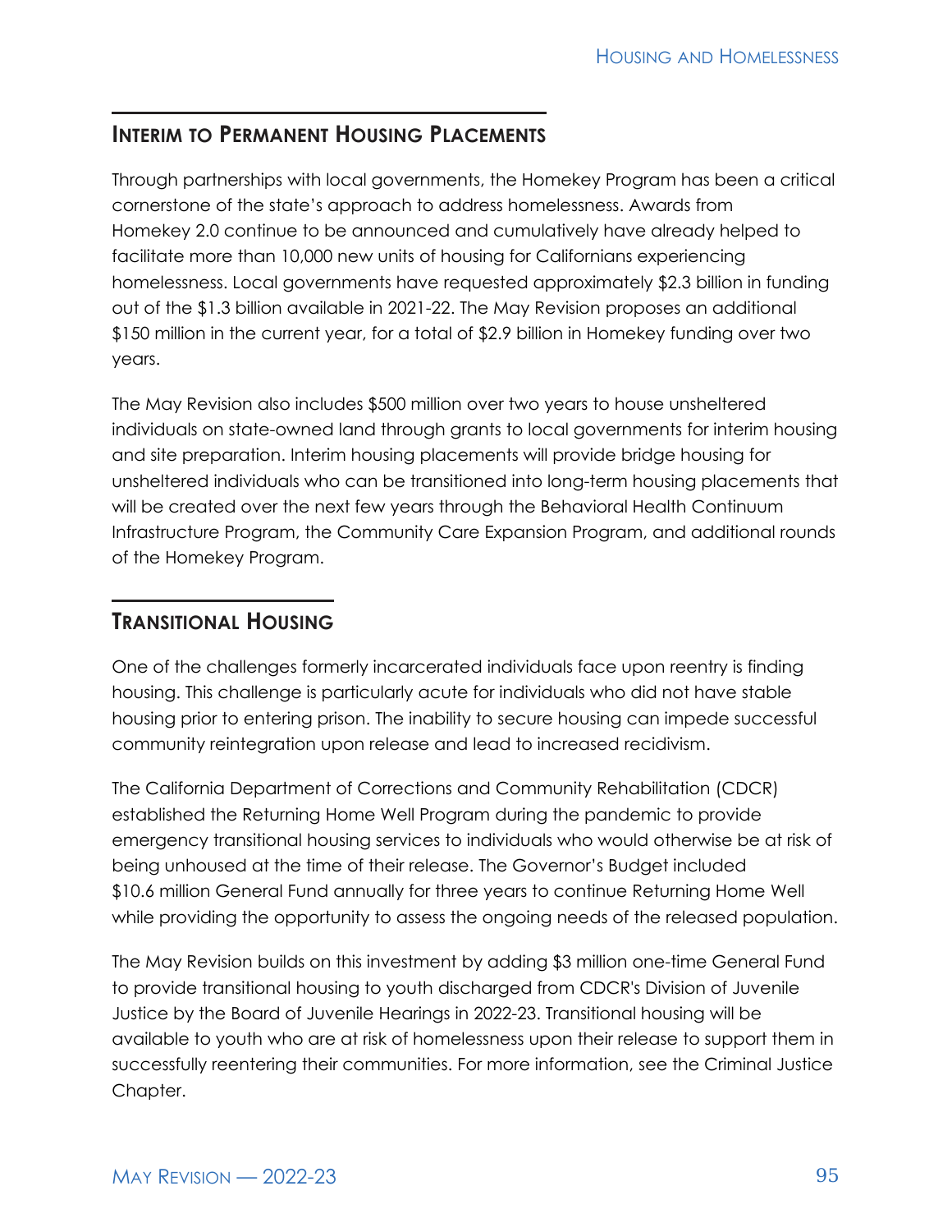## Interim to Permanent Housing Placements

Through partnerships with local governments, the Homekey Program has been a critical cornerstone of the state's approach to address homelessness. Awards from Homekey 2.0 continue to be announced and cumulatively have already helped to facilitate more than 10,000 new units of housing for Californians experiencing homelessness. Local governments have requested approximately $2.3 billion in funding out of the $1.3 billion available in 2021-22. The May Revision proposes an additional $150 million in the current year, for a total of $2.9 billion in Homekey funding over two years.

The May Revision also includes $500 million over two years to house unsheltered individuals on state-owned land through grants to local governments for interim housing and site preparation. Interim housing placements will provide bridge housing for unsheltered individuals who can be transitioned into long-term housing placements that will be created over the next few years through the Behavioral Health Continuum Infrastructure Program, the Community Care Expansion Program, and additional rounds of the Homekey Program.

## Transitional Housing

One of the challenges formerly incarcerated individuals face upon reentry is finding housing. This challenge is particularly acute for individuals who did not have stable housing prior to entering prison. The inability to secure housing can impede successful community reintegration upon release and lead to increased recidivism.

The California Department of Corrections and Community Rehabilitation (CDCR) established the Returning Home Well Program during the pandemic to provide emergency transitional housing services to individuals who would otherwise be at risk of being unhoused at the time of their release. The Governor's Budget included $10.6 million General Fund annually for three years to continue Returning Home Well while providing the opportunity to assess the ongoing needs of the released population.

The May Revision builds on this investment by adding $3 million one-time General Fund to provide transitional housing to youth discharged from CDCR's Division of Juvenile Justice by the Board of Juvenile Hearings in 2022-23. Transitional housing will be available to youth who are at risk of homelessness upon their release to support them in successfully reentering their communities. For more information, see the Criminal Justice Chapter.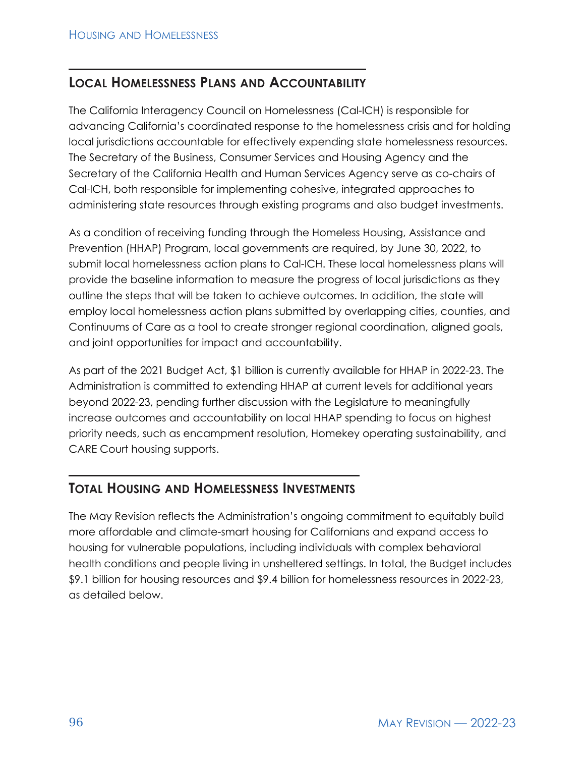## Local Homelessness Plans and Accountability

The California Interagency Council on Homelessness (Cal-ICH) is responsible for advancing California's coordinated response to the homelessness crisis and for holding local jurisdictions accountable for effectively expending state homelessness resources. The Secretary of the Business, Consumer Services and Housing Agency and the Secretary of the California Health and Human Services Agency serve as co-chairs of Cal-ICH, both responsible for implementing cohesive, integrated approaches to administering state resources through existing programs and also budget investments.

As a condition of receiving funding through the Homeless Housing, Assistance and Prevention (HHAP) Program, local governments are required, by June 30, 2022, to submit local homelessness action plans to Cal-ICH. These local homelessness plans will provide the baseline information to measure the progress of local jurisdictions as they outline the steps that will be taken to achieve outcomes. In addition, the state will employ local homelessness action plans submitted by overlapping cities, counties, and Continuums of Care as a tool to create stronger regional coordination, aligned goals, and joint opportunities for impact and accountability.

As part of the 2021 Budget Act, $1 billion is currently available for HHAP in 2022-23. The Administration is committed to extending HHAP at current levels for additional years beyond 2022-23, pending further discussion with the Legislature to meaningfully increase outcomes and accountability on local HHAP spending to focus on highest priority needs, such as encampment resolution, Homekey operating sustainability, and CARE Court housing supports.

## Total Housing and Homelessness Investments

The May Revision reflects the Administration's ongoing commitment to equitably build more affordable and climate-smart housing for Californians and expand access to housing for vulnerable populations, including individuals with complex behavioral health conditions and people living in unsheltered settings. In total, the Budget includes $9.1 billion for housing resources and $9.4 billion for homelessness resources in 2022-23, as detailed below.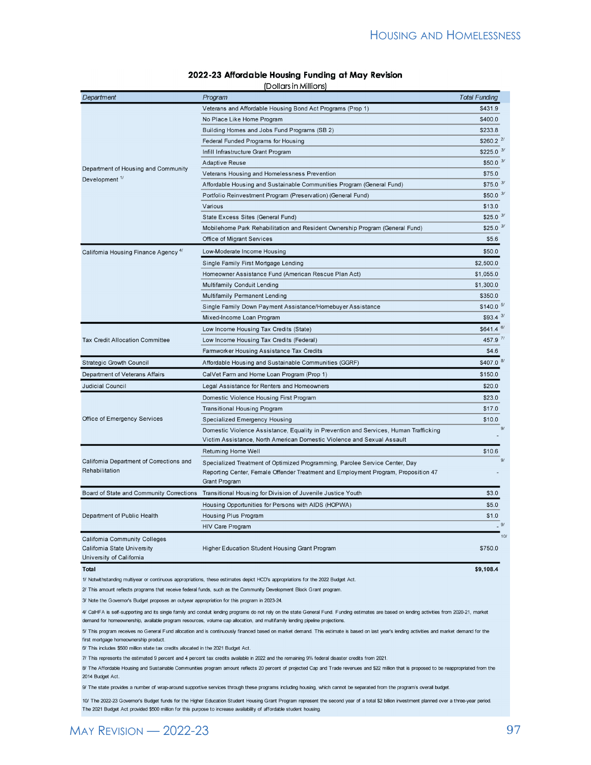**2022-23 Affordable Housing Funding at May Revision**
(Dollars in Millions)

| Department | Program | Total Funding |
|---|---|---|
| Department of Housing and Community Development [1/] | Veterans and Affordable Housing Bond Act Programs (Prop 1) | $431.9 |
| | No Place Like Home Program | $400.0 |
| | Building Homes and Jobs Fund Programs (SB 2) | $233.8 |
| | Federal Funded Programs for Housing | $260.2 [2/] |
| | Infill Infrastructure Grant Program | $225.0 [3/] |
| | Adaptive Reuse | $50.0 [3/] |
| | Veterans Housing and Homelessness Prevention | $75.0 |
| | Affordable Housing and Sustainable Communities Program (General Fund) | $75.0 [3/] |
| | Portfolio Reinvestment Program (Preservation) (General Fund) | $50.0 [3/] |
| | Various | $13.0 |
| | State Excess Sites (General Fund) | $25.0 [3/] |
| | Mobilehome Park Rehabilitation and Resident Ownership Program (General Fund) | $25.0 [3/] |
| | Office of Migrant Services | $5.6 |
| California Housing Finance Agency [4/] | Low-Moderate Income Housing | $50.0 |
| | Single Family First Mortgage Lending | $2,500.0 |
| | Homeowner Assistance Fund (American Rescue Plan Act) | $1,055.0 |
| | Multifamily Conduit Lending | $1,300.0 |
| | Multifamily Permanent Lending | $350.0 |
| | Single Family Down Payment Assistance/Homebuyer Assistance | $140.0 [5/] |
| | Mixed-Income Loan Program | $93.4 [3/] |
| Tax Credit Allocation Committee | Low Income Housing Tax Credits (State) | $641.4 [6/] |
| | Low Income Housing Tax Credits (Federal) | 457.9 [7/] |
| | Farmworker Housing Assistance Tax Credits | $4.6 |
| Strategic Growth Council | Affordable Housing and Sustainable Communities (GGRF) | $407.0 [8/] |
| Department of Veterans Affairs | CalVet Farm and Home Loan Program (Prop 1) | $150.0 |
| Judicial Council | Legal Assistance for Renters and Homeowners | $20.0 |
| Office of Emergency Services | Domestic Violence Housing First Program | $23.0 |
| | Transitional Housing Program | $17.0 |
| | Specialized Emergency Housing | $10.0 |
| | Domestic Violence Assistance, Equality in Prevention and Services, Human Trafficking Victim Assistance, North American Domestic Violence and Sexual Assault | - [9/] |
| California Department of Corrections and Rehabilitation | Returning Home Well | $10.6 |
| | Specialized Treatment of Optimized Programming, Parolee Service Center, Day Reporting Center, Female Offender Treatment and Employment Program, Proposition 47 Grant Program | - [9/] |
| Board of State and Community Corrections | Transitional Housing for Division of Juvenile Justice Youth | $3.0 |
| Department of Public Health | Housing Opportunities for Persons with AIDS (HOPWA) | $5.0 |
| | Housing Plus Program | $1.0 |
| | HIV Care Program | - [9/] |
| California Community Colleges<br>California State University<br>University of California | Higher Education Student Housing Grant Program | $750.0 [10/] |
| **Total** | | **$9,108.4** |

1/ Notwithstanding multiyear or continuous appropriations, these estimates depict HCD's appropriations for the 2022 Budget Act.

2/ This amount reflects programs that receive federal funds, such as the Community Development Block Grant program.

3/ Note the Governor's Budget proposes an outyear appropriation for this program in 2023-24.

4/ CalHFA is self-supporting and its single family and conduit lending programs do not rely on the state General Fund. Funding estimates are based on lending activities from 2020-21, market demand for homeownership, available program resources, volume cap allocation, and multifamily lending pipeline projections.

5/ This program receives no General Fund allocation and is continuously financed based on market demand. This estimate is based on last year's lending activities and market demand for the first mortgage homeownership product.

6/ This includes $500 million state tax credits allocated in the 2021 Budget Act.

7/ This represents the estimated 9 percent and 4 percent tax credits available in 2022 and the remaining 9% federal disaster credits from 2021.

8/ The Affordable Housing and Sustainable Communities program amount reflects 20 percent of projected Cap and Trade revenues and $22 million that is proposed to be reappropriated from the 2014 Budget Act.

9/ The state provides a number of wrap-around supportive services through these programs including housing, which cannot be separated from the program's overall budget.

10/ The 2022-23 Governor's Budget funds for the Higher Education Student Housing Grant Program represent the second year of a total $2 billion investment planned over a three-year period. The 2021 Budget Act provided $500 million for this purpose to increase availability of affordable student housing.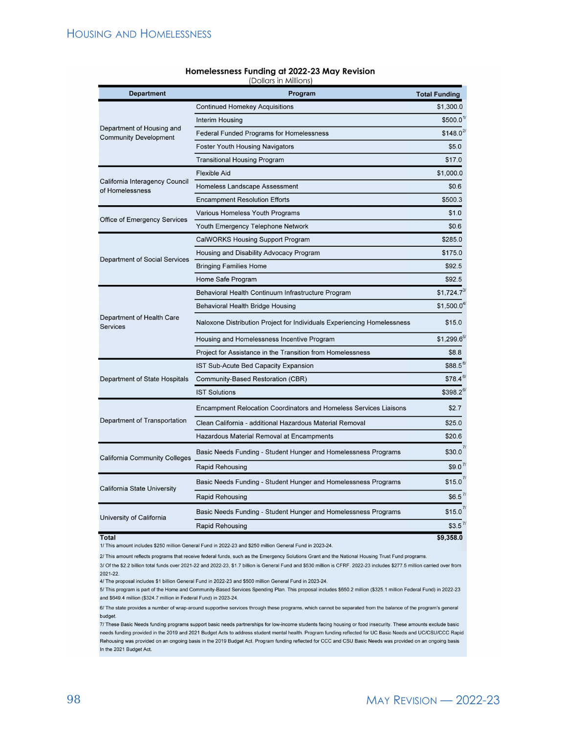**Homelessness Funding at 2022-23 May Revision**
(Dollars in Millions)

| Department | Program | Total Funding |
|---|---|---|
| Department of Housing and Community Development | Continued Homekey Acquisitions | $1,300.0 |
| | Interim Housing | $500.0 [1/] |
| | Federal Funded Programs for Homelessness | $148.0 [2/] |
| | Foster Youth Housing Navigators | $5.0 |
| | Transitional Housing Program | $17.0 |
| California Interagency Council of Homelessness | Flexible Aid | $1,000.0 |
| | Homeless Landscape Assessment | $0.6 |
| | Encampment Resolution Efforts | $500.3 |
| Office of Emergency Services | Various Homeless Youth Programs | $1.0 |
| | Youth Emergency Telephone Network | $0.6 |
| Department of Social Services | CalWORKS Housing Support Program | $285.0 |
| | Housing and Disability Advocacy Program | $175.0 |
| | Bringing Families Home | $92.5 |
| | Home Safe Program | $92.5 |
| Department of Health Care Services | Behavioral Health Continuum Infrastructure Program | $1,724.7 [3/] |
| | Behavioral Health Bridge Housing | $1,500.0 [4/] |
| | Naloxone Distribution Project for Individuals Experiencing Homelessness | $15.0 |
| | Housing and Homelessness Incentive Program | $1,299.6 [5/] |
| | Project for Assistance in the Transition from Homelessness | $8.8 |
| Department of State Hospitals | IST Sub-Acute Bed Capacity Expansion | $88.5 [6/] |
| | Community-Based Restoration (CBR) | $78.4 [6/] |
| | IST Solutions | $398.2 [6/] |
| Department of Transportation | Encampment Relocation Coordinators and Homeless Services Liaisons | $2.7 |
| | Clean California - additional Hazardous Material Removal | $25.0 |
| | Hazardous Material Removal at Encampments | $20.6 |
| California Community Colleges | Basic Needs Funding - Student Hunger and Homelessness Programs | $30.0 [7/] |
| | Rapid Rehousing | $9.0 [7/] |
| California State University | Basic Needs Funding - Student Hunger and Homelessness Programs | $15.0 [7/] |
| | Rapid Rehousing | $6.5 [7/] |
| University of California | Basic Needs Funding - Student Hunger and Homelessness Programs | $15.0 [7/] |
| | Rapid Rehousing | $3.5 [7/] |
| **Total** | | **$9,358.0** |

1/ This amount includes $250 million General Fund in 2022-23 and $250 million General Fund in 2023-24.

2/ This amount reflects programs that receive federal funds, such as the Emergency Solutions Grant and the National Housing Trust Fund programs.

3/ Of the $2.2 billion total funds over 2021-22 and 2022-23, $1.7 billion is General Fund and $530 million is CFRF. 2022-23 includes $277.5 million carried over from 2021-22.

4/ The proposal includes $1 billion General Fund in 2022-23 and $500 million General Fund in 2023-24.

5/ This program is part of the Home and Community-Based Services Spending Plan. This proposal includes $650.2 million ($325.1 million Federal Fund) in 2022-23 and $649.4 million ($324.7 million in Federal Fund) in 2023-24.

6/ The state provides a number of wrap-around supportive services through these programs, which cannot be separated from the balance of the program's general budget.

7/ These Basic Needs funding programs support basic needs partnerships for low-income students facing housing or food insecurity. These amounts exclude basic needs funding provided in the 2019 and 2021 Budget Acts to address student mental health. Program funding reflected for UC Basic Needs and UC/CSU/CCC Rapid Rehousing was provided on an ongoing basis in the 2019 Budget Act. Program funding reflected for CCC and CSU Basic Needs was provided on an ongoing basis In the 2021 Budget Act.